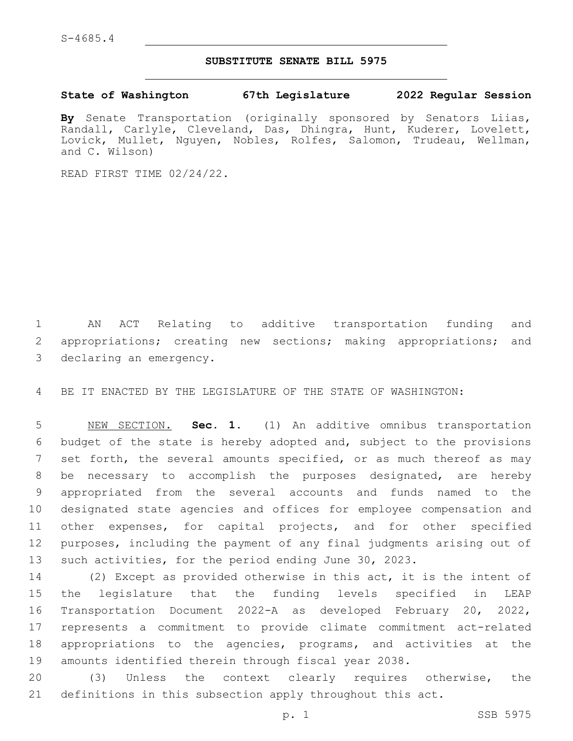S-4685.4

**SUBSTITUTE SENATE BILL 5975**

**State of Washington 67th Legislature 2022 Regular Session**

**By** Senate Transportation (originally sponsored by Senators Liias, Randall, Carlyle, Cleveland, Das, Dhingra, Hunt, Kuderer, Lovelett, Lovick, Mullet, Nguyen, Nobles, Rolfes, Salomon, Trudeau, Wellman, and C. Wilson)

READ FIRST TIME 02/24/22.

AN ACT Relating to additive transportation funding and appropriations; creating new sections; making appropriations; and declaring an emergency.

BE IT ENACTED BY THE LEGISLATURE OF THE STATE OF WASHINGTON:

NEW SECTION. **Sec. 1.** (1) An additive omnibus transportation budget of the state is hereby adopted and, subject to the provisions set forth, the several amounts specified, or as much thereof as may be necessary to accomplish the purposes designated, are hereby appropriated from the several accounts and funds named to the designated state agencies and offices for employee compensation and other expenses, for capital projects, and for other specified purposes, including the payment of any final judgments arising out of such activities, for the period ending June 30, 2023.

(2) Except as provided otherwise in this act, it is the intent of the legislature that the funding levels specified in LEAP Transportation Document 2022-A as developed February 20, 2022, represents a commitment to provide climate commitment act-related appropriations to the agencies, programs, and activities at the amounts identified therein through fiscal year 2038.

(3) Unless the context clearly requires otherwise, the definitions in this subsection apply throughout this act.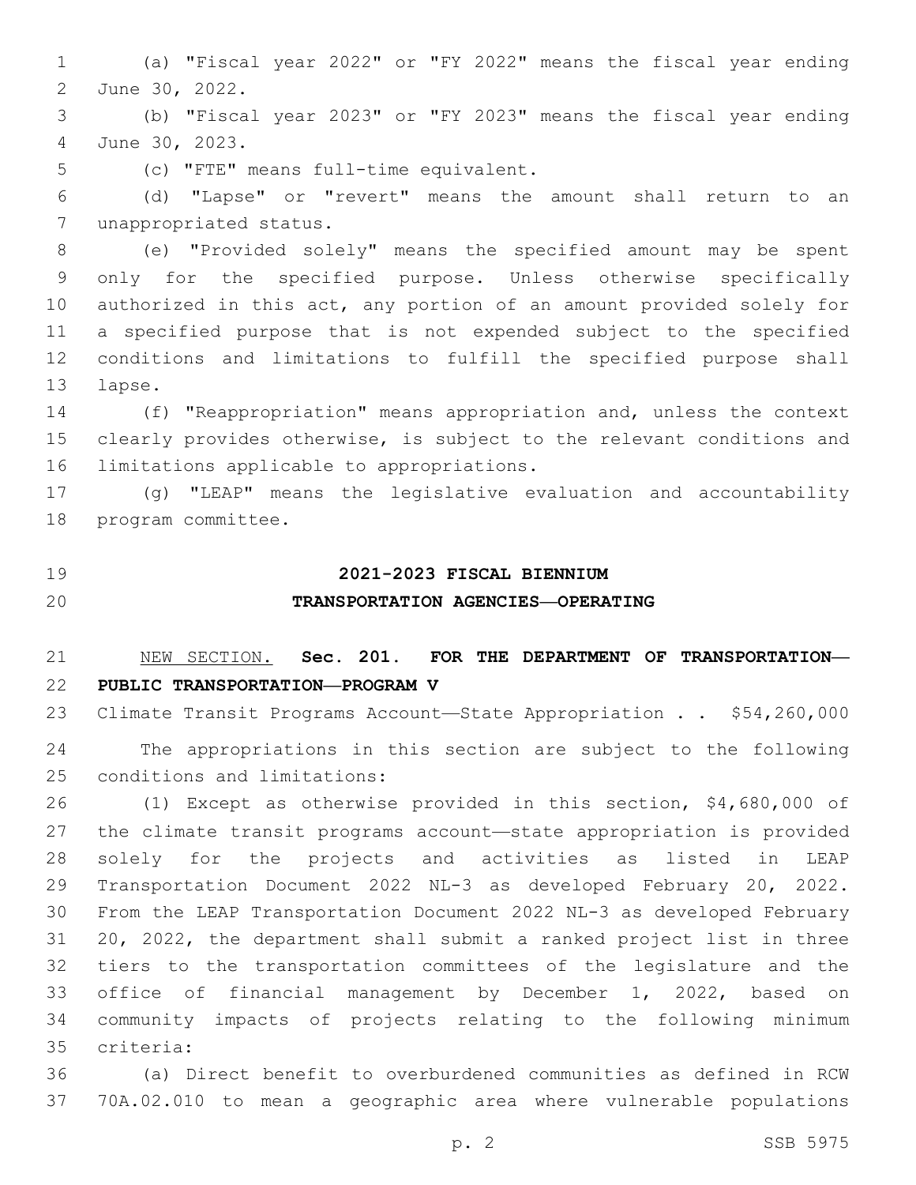(a) "Fiscal year 2022" or "FY 2022" means the fiscal year ending June 30, 2022.

(b) "Fiscal year 2023" or "FY 2023" means the fiscal year ending June 30, 2023.

(c) "FTE" means full-time equivalent.

(d) "Lapse" or "revert" means the amount shall return to an unappropriated status.

(e) "Provided solely" means the specified amount may be spent only for the specified purpose. Unless otherwise specifically authorized in this act, any portion of an amount provided solely for a specified purpose that is not expended subject to the specified conditions and limitations to fulfill the specified purpose shall lapse.

(f) "Reappropriation" means appropriation and, unless the context clearly provides otherwise, is subject to the relevant conditions and limitations applicable to appropriations.

(g) "LEAP" means the legislative evaluation and accountability program committee.

## 2021-2023 FISCAL BIENNIUM
## TRANSPORTATION AGENCIES—OPERATING

NEW SECTION. **Sec. 201. FOR THE DEPARTMENT OF TRANSPORTATION—PUBLIC TRANSPORTATION—PROGRAM V**

Climate Transit Programs Account—State Appropriation . . $54,260,000

The appropriations in this section are subject to the following conditions and limitations:

(1) Except as otherwise provided in this section, $4,680,000 of the climate transit programs account—state appropriation is provided solely for the projects and activities as listed in LEAP Transportation Document 2022 NL-3 as developed February 20, 2022. From the LEAP Transportation Document 2022 NL-3 as developed February 20, 2022, the department shall submit a ranked project list in three tiers to the transportation committees of the legislature and the office of financial management by December 1, 2022, based on community impacts of projects relating to the following minimum criteria:

(a) Direct benefit to overburdened communities as defined in RCW 70A.02.010 to mean a geographic area where vulnerable populations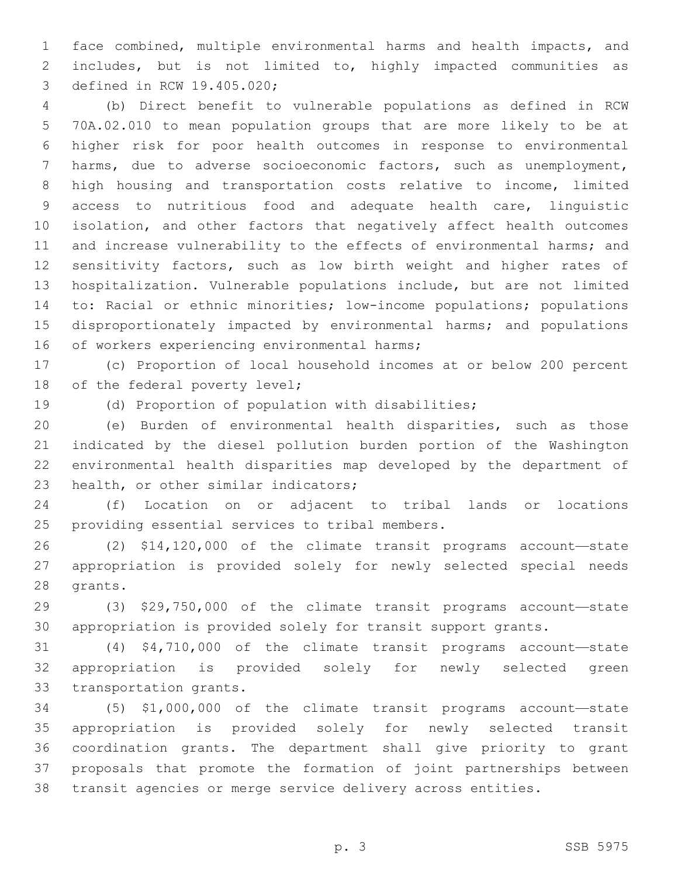face combined, multiple environmental harms and health impacts, and includes, but is not limited to, highly impacted communities as defined in RCW 19.405.020;

(b) Direct benefit to vulnerable populations as defined in RCW 70A.02.010 to mean population groups that are more likely to be at higher risk for poor health outcomes in response to environmental harms, due to adverse socioeconomic factors, such as unemployment, high housing and transportation costs relative to income, limited access to nutritious food and adequate health care, linguistic isolation, and other factors that negatively affect health outcomes and increase vulnerability to the effects of environmental harms; and sensitivity factors, such as low birth weight and higher rates of hospitalization. Vulnerable populations include, but are not limited to: Racial or ethnic minorities; low-income populations; populations disproportionately impacted by environmental harms; and populations of workers experiencing environmental harms;

(c) Proportion of local household incomes at or below 200 percent of the federal poverty level;

(d) Proportion of population with disabilities;

(e) Burden of environmental health disparities, such as those indicated by the diesel pollution burden portion of the Washington environmental health disparities map developed by the department of health, or other similar indicators;

(f) Location on or adjacent to tribal lands or locations providing essential services to tribal members.

(2) $14,120,000 of the climate transit programs account—state appropriation is provided solely for newly selected special needs grants.

(3) $29,750,000 of the climate transit programs account—state appropriation is provided solely for transit support grants.

(4) $4,710,000 of the climate transit programs account—state appropriation is provided solely for newly selected green transportation grants.

(5) $1,000,000 of the climate transit programs account—state appropriation is provided solely for newly selected transit coordination grants. The department shall give priority to grant proposals that promote the formation of joint partnerships between transit agencies or merge service delivery across entities.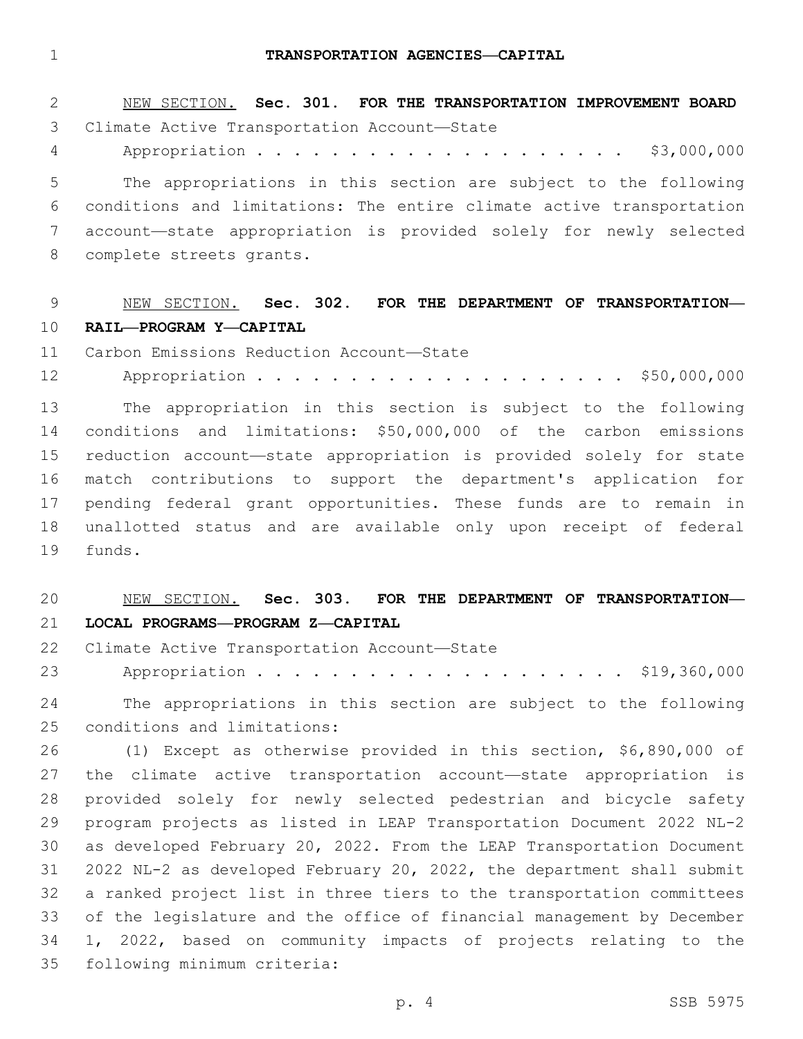# TRANSPORTATION AGENCIES—CAPITAL

NEW SECTION. **Sec. 301. FOR THE TRANSPORTATION IMPROVEMENT BOARD**

Climate Active Transportation Account—State
Appropriation . . . . . . . . . . . . . . . . . . . . . $3,000,000

The appropriations in this section are subject to the following conditions and limitations: The entire climate active transportation account—state appropriation is provided solely for newly selected complete streets grants.

NEW SECTION. **Sec. 302. FOR THE DEPARTMENT OF TRANSPORTATION—RAIL—PROGRAM Y—CAPITAL**

Carbon Emissions Reduction Account—State
Appropriation . . . . . . . . . . . . . . . . . . . . . $50,000,000

The appropriation in this section is subject to the following conditions and limitations: $50,000,000 of the carbon emissions reduction account—state appropriation is provided solely for state match contributions to support the department's application for pending federal grant opportunities. These funds are to remain in unallotted status and are available only upon receipt of federal funds.

NEW SECTION. **Sec. 303. FOR THE DEPARTMENT OF TRANSPORTATION—LOCAL PROGRAMS—PROGRAM Z—CAPITAL**

Climate Active Transportation Account—State
Appropriation . . . . . . . . . . . . . . . . . . . . . $19,360,000

The appropriations in this section are subject to the following conditions and limitations:

(1) Except as otherwise provided in this section, $6,890,000 of the climate active transportation account—state appropriation is provided solely for newly selected pedestrian and bicycle safety program projects as listed in LEAP Transportation Document 2022 NL-2 as developed February 20, 2022. From the LEAP Transportation Document 2022 NL-2 as developed February 20, 2022, the department shall submit a ranked project list in three tiers to the transportation committees of the legislature and the office of financial management by December 1, 2022, based on community impacts of projects relating to the following minimum criteria: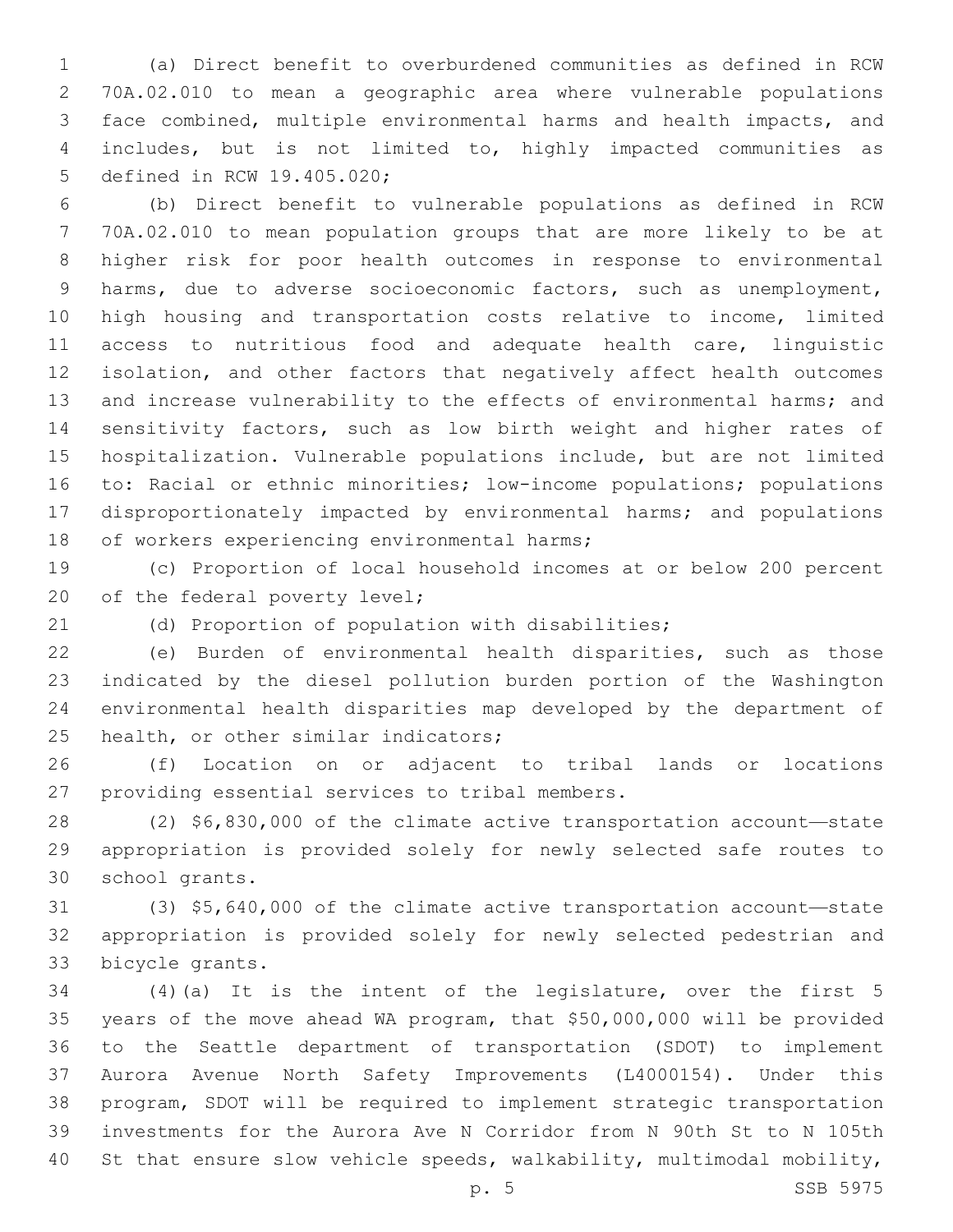(a) Direct benefit to overburdened communities as defined in RCW 70A.02.010 to mean a geographic area where vulnerable populations face combined, multiple environmental harms and health impacts, and includes, but is not limited to, highly impacted communities as defined in RCW 19.405.020;

(b) Direct benefit to vulnerable populations as defined in RCW 70A.02.010 to mean population groups that are more likely to be at higher risk for poor health outcomes in response to environmental harms, due to adverse socioeconomic factors, such as unemployment, high housing and transportation costs relative to income, limited access to nutritious food and adequate health care, linguistic isolation, and other factors that negatively affect health outcomes and increase vulnerability to the effects of environmental harms; and sensitivity factors, such as low birth weight and higher rates of hospitalization. Vulnerable populations include, but are not limited to: Racial or ethnic minorities; low-income populations; populations disproportionately impacted by environmental harms; and populations of workers experiencing environmental harms;

(c) Proportion of local household incomes at or below 200 percent of the federal poverty level;

(d) Proportion of population with disabilities;

(e) Burden of environmental health disparities, such as those indicated by the diesel pollution burden portion of the Washington environmental health disparities map developed by the department of health, or other similar indicators;

(f) Location on or adjacent to tribal lands or locations providing essential services to tribal members.

(2) $6,830,000 of the climate active transportation account—state appropriation is provided solely for newly selected safe routes to school grants.

(3) $5,640,000 of the climate active transportation account—state appropriation is provided solely for newly selected pedestrian and bicycle grants.

(4)(a) It is the intent of the legislature, over the first 5 years of the move ahead WA program, that $50,000,000 will be provided to the Seattle department of transportation (SDOT) to implement Aurora Avenue North Safety Improvements (L4000154). Under this program, SDOT will be required to implement strategic transportation investments for the Aurora Ave N Corridor from N 90th St to N 105th St that ensure slow vehicle speeds, walkability, multimodal mobility,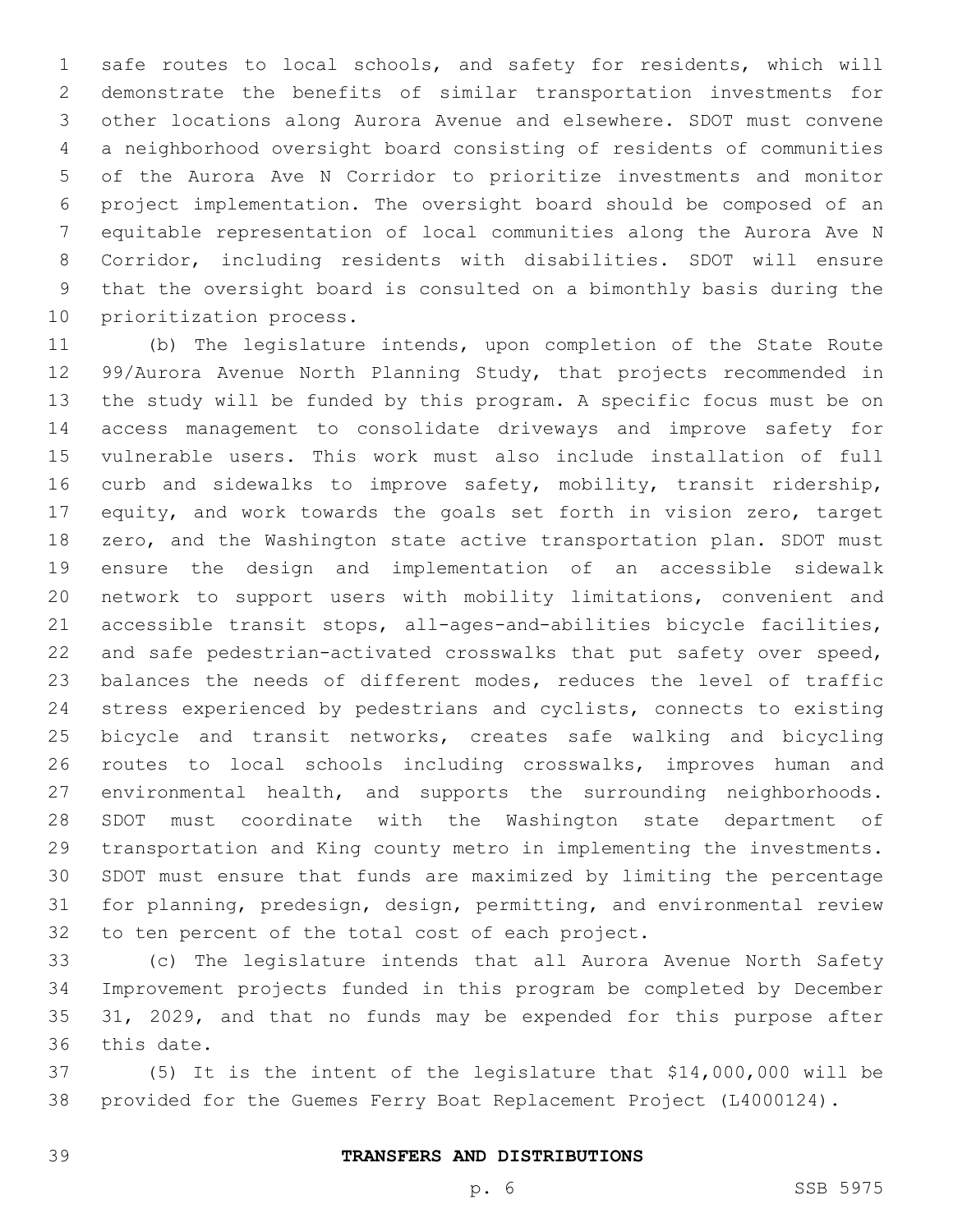safe routes to local schools, and safety for residents, which will demonstrate the benefits of similar transportation investments for other locations along Aurora Avenue and elsewhere. SDOT must convene a neighborhood oversight board consisting of residents of communities of the Aurora Ave N Corridor to prioritize investments and monitor project implementation. The oversight board should be composed of an equitable representation of local communities along the Aurora Ave N Corridor, including residents with disabilities. SDOT will ensure that the oversight board is consulted on a bimonthly basis during the prioritization process.

(b) The legislature intends, upon completion of the State Route 99/Aurora Avenue North Planning Study, that projects recommended in the study will be funded by this program. A specific focus must be on access management to consolidate driveways and improve safety for vulnerable users. This work must also include installation of full curb and sidewalks to improve safety, mobility, transit ridership, equity, and work towards the goals set forth in vision zero, target zero, and the Washington state active transportation plan. SDOT must ensure the design and implementation of an accessible sidewalk network to support users with mobility limitations, convenient and accessible transit stops, all-ages-and-abilities bicycle facilities, and safe pedestrian-activated crosswalks that put safety over speed, balances the needs of different modes, reduces the level of traffic stress experienced by pedestrians and cyclists, connects to existing bicycle and transit networks, creates safe walking and bicycling routes to local schools including crosswalks, improves human and environmental health, and supports the surrounding neighborhoods. SDOT must coordinate with the Washington state department of transportation and King county metro in implementing the investments. SDOT must ensure that funds are maximized by limiting the percentage for planning, predesign, design, permitting, and environmental review to ten percent of the total cost of each project.

(c) The legislature intends that all Aurora Avenue North Safety Improvement projects funded in this program be completed by December 31, 2029, and that no funds may be expended for this purpose after this date.

(5) It is the intent of the legislature that $14,000,000 will be provided for the Guemes Ferry Boat Replacement Project (L4000124).

**TRANSFERS AND DISTRIBUTIONS**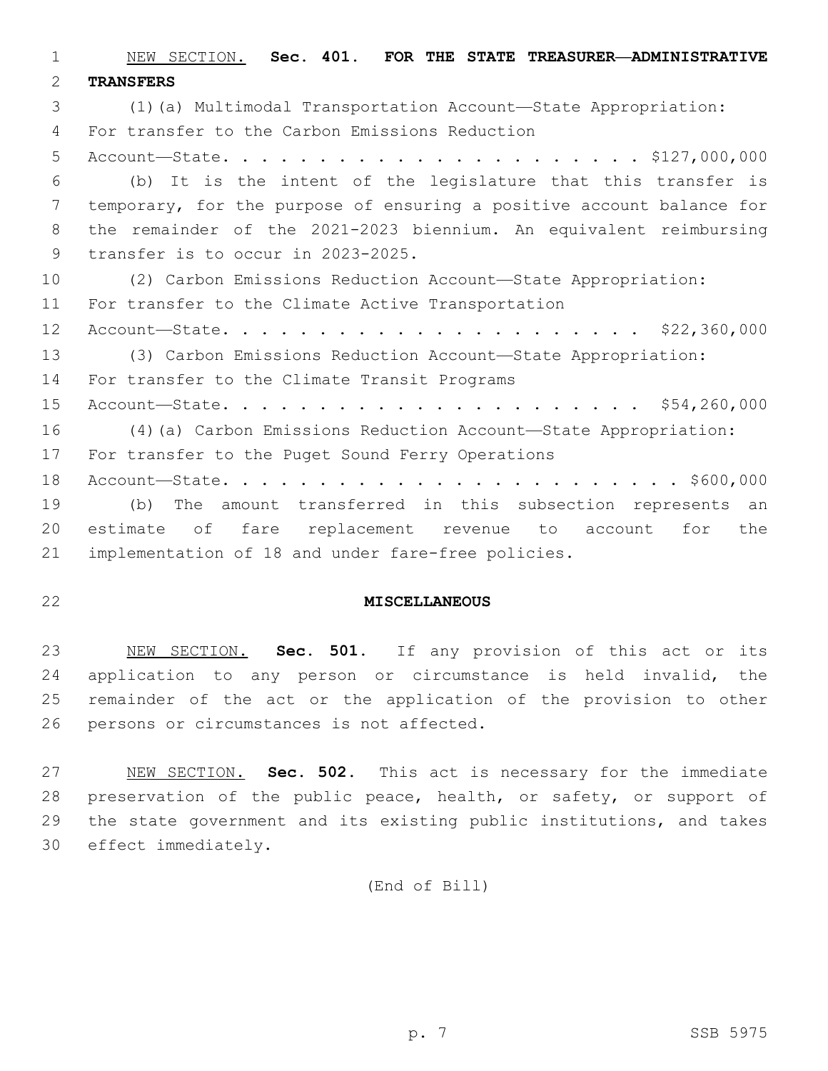NEW SECTION. **Sec. 401. FOR THE STATE TREASURER—ADMINISTRATIVE TRANSFERS**

(1)(a) Multimodal Transportation Account—State Appropriation: For transfer to the Carbon Emissions Reduction Account—State. . . . . . . . . . . . . . . . . . . . . . . . $127,000,000

(b) It is the intent of the legislature that this transfer is temporary, for the purpose of ensuring a positive account balance for the remainder of the 2021-2023 biennium. An equivalent reimbursing transfer is to occur in 2023-2025.

(2) Carbon Emissions Reduction Account—State Appropriation: For transfer to the Climate Active Transportation Account—State. . . . . . . . . . . . . . . . . . . . . . . $22,360,000

(3) Carbon Emissions Reduction Account—State Appropriation: For transfer to the Climate Transit Programs Account—State. . . . . . . . . . . . . . . . . . . . . . . $54,260,000

(4)(a) Carbon Emissions Reduction Account—State Appropriation: For transfer to the Puget Sound Ferry Operations Account—State. . . . . . . . . . . . . . . . . . . . . . . . . . $600,000

(b) The amount transferred in this subsection represents an estimate of fare replacement revenue to account for the implementation of 18 and under fare-free policies.

## MISCELLANEOUS

NEW SECTION. **Sec. 501.** If any provision of this act or its application to any person or circumstance is held invalid, the remainder of the act or the application of the provision to other persons or circumstances is not affected.

NEW SECTION. **Sec. 502.** This act is necessary for the immediate preservation of the public peace, health, or safety, or support of the state government and its existing public institutions, and takes effect immediately.

(End of Bill)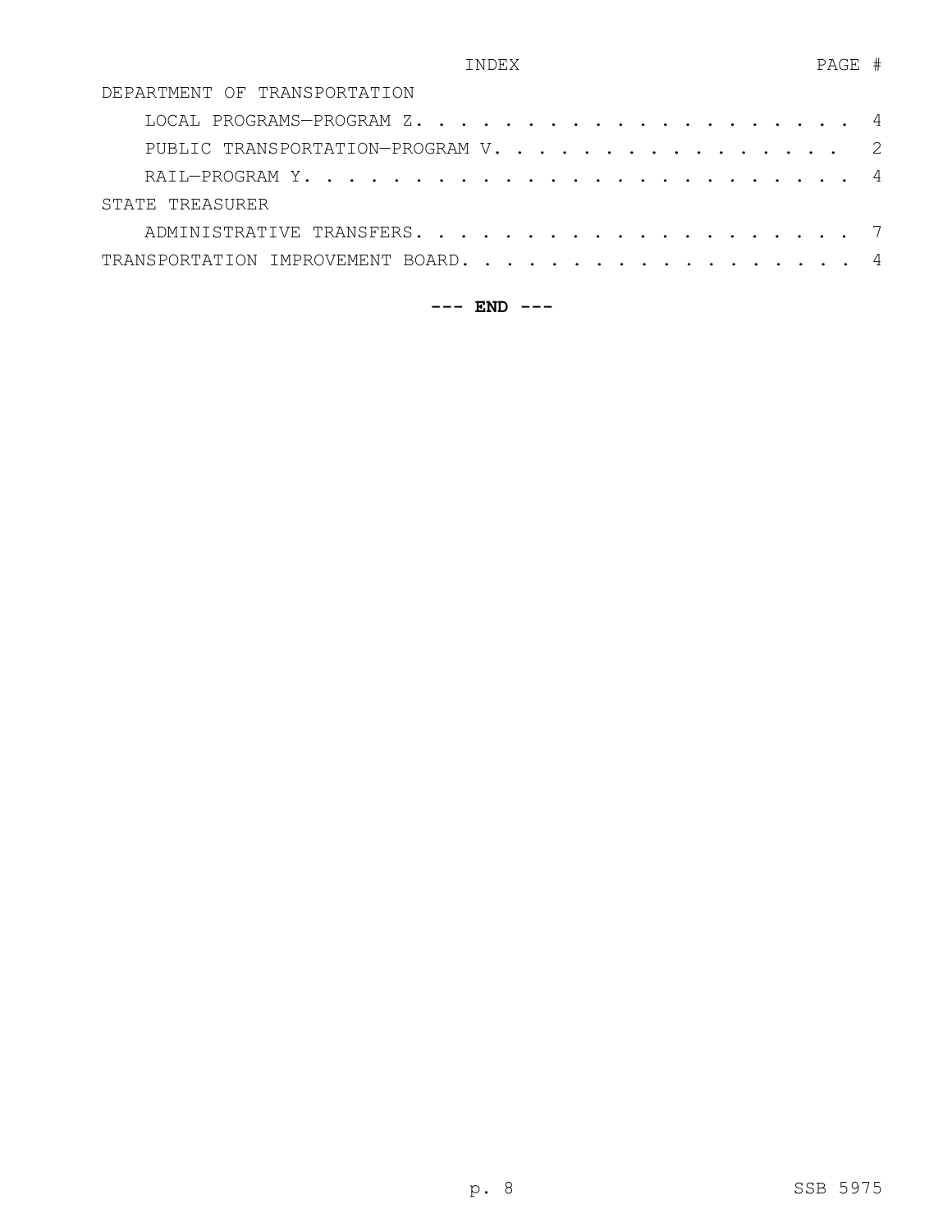INDEX PAGE #

DEPARTMENT OF TRANSPORTATION

LOCAL PROGRAMS—PROGRAM Z. . . . . . . . . . . . . . . . . . . . . 4

PUBLIC TRANSPORTATION—PROGRAM V. . . . . . . . . . . . . . . . . 2

RAIL—PROGRAM Y. . . . . . . . . . . . . . . . . . . . . . . . . . 4

STATE TREASURER

ADMINISTRATIVE TRANSFERS. . . . . . . . . . . . . . . . . . . . . 7

TRANSPORTATION IMPROVEMENT BOARD. . . . . . . . . . . . . . . . . . . 4

**--- END ---**